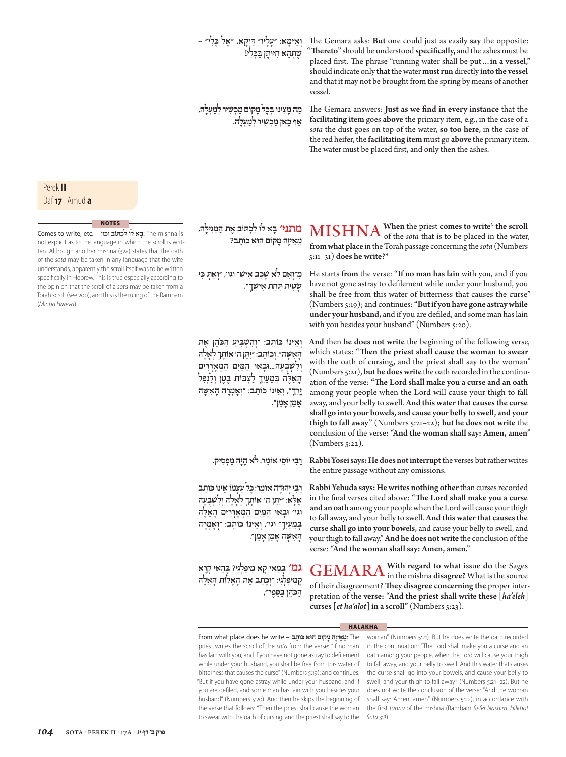וְאֵימָא: ״עָלָיו״ דַּוְקָא, ״אֶל כֶּלִי״ – שֶׁתְּהֵא חִיּוּתָן בִּכְלִי!

The Gemara asks: **But** one could just as easily **say** the opposite: **"Thereto"** should be understood **specifically,** and the ashes must be placed first. The phrase "running water shall be put…**in a vessel,"** should indicate only **that** the water **must run** directly **into the vessel** and that it may not be brought from the spring by means of another vessel.

מַה מָּצִינוּ בְּכׇל מָקוֹם מַכְשִׁיר לְמַעְלָה, אַף כָּאן מַכְשִׁיר לְמַעְלָה.

The Gemara answers: **Just as we find in every instance** that the **facilitating item** goes **above** the primary item, e.g., in the case of a *sota* the dust goes on top of the water, **so too here,** in the case of the red heifer, the **facilitating item** must go **above** the primary item. The water must be placed first, and only then the ashes.

Perek **II**
Daf **17** Amud **a**

מתני׳ בָּא לוֹ לִכְתּוֹב אֶת הַמְּגִילָּה, מֵאֵיזֶה מָקוֹם הוּא כּוֹתֵב?

**MISHNA When** the priest **comes to write**[N] **the scroll** of the *sota* that is to be placed in the water, **from what place** in the Torah passage concerning the *sota* (Numbers 5:11–31) **does he write?**[H]

מ״וְאִם לֹא שָׁכַב אִישׁ״ וגו׳, ״וְאַתְּ כִּי שָׂטִית תַּחַת אִישֵׁךְ״.

He starts **from** the verse: **"If no man has lain** with you, and if you have not gone astray to defilement while under your husband, you shall be free from this water of bitterness that causes the curse" (Numbers 5:19); and continues: **"But if you have gone astray while under your husband,** and if you are defiled, and some man has lain with you besides your husband" (Numbers 5:20).

וְאֵינוֹ כּוֹתֵב: ״וְהִשְׁבִּיעַ הַכֹּהֵן אֶת הָאִשָּׁה״. וְכוֹתֵב: ״יִתֵּן ה׳ אוֹתָךְ לְאָלָה וְלִשְׁבֻעָה... וּבָאוּ הַמַּיִם הַמְאָרְרִים הָאֵלֶּה בְּמֵעַיִךְ לַצְבּוֹת בֶּטֶן וְלַנְפִּל יָרֵךְ״, וְאֵינוֹ כּוֹתֵב: ״וְאָמְרָה הָאִשָּׁה אָמֵן אָמֵן״.

**And** then **he does not write** the beginning of the following verse, which states: **"Then the priest shall cause the woman to swear** with the oath of cursing, and the priest shall say to the woman" (Numbers 5:21), **but he does write** the oath recorded in the continuation of the verse: **"The Lord shall make you a curse and an oath** among your people when the Lord will cause your thigh to fall away, and your belly to swell. **And this water that causes the curse shall go into your bowels, and cause your belly to swell, and your thigh to fall away"** (Numbers 5:21–22); **but he does not write** the conclusion of the verse: **"And the woman shall say: Amen, amen"** (Numbers 5:22).

רַבִּי יוֹסֵי אוֹמֵר: לֹא הָיָה מַפְסִיק.

**Rabbi Yosei says: He does not interrupt** the verses but rather writes the entire passage without any omissions.

רַבִּי יְהוּדָה אוֹמֵר: כׇּל עִצְמוֹ אֵינוֹ כּוֹתֵב אֶלָּא: ״יִתֵּן ה׳ אוֹתָךְ לְאָלָה וְלִשְׁבֻעָה וגו׳ וּבָאוּ הַמַּיִם הַמְאָרְרִים הָאֵלֶּה בְּמֵעַיִךְ״ וגו׳, וְאֵינוֹ כּוֹתֵב: ״וְאָמְרָה הָאִשָּׁה אָמֵן אָמֵן״.

**Rabbi Yehuda says: He writes nothing other** than curses recorded in the final verses cited above: **"The Lord shall make you a curse and an oath** among your people when the Lord will cause your thigh to fall away, and your belly to swell. **And this water that causes the curse shall go into your bowels,** and cause your belly to swell, and your thigh to fall away." **And he does not write** the conclusion of the verse: **"And the woman shall say: Amen, amen."**

גמ׳ בְּמַאי קָא מִיפַּלְגִי? בְּהַאי קְרָא קָמִיפַּלְגִי: ״וְכָתַב אֶת הָאָלֹת הָאֵלֶּה הַכֹּהֵן בַּסֵּפֶר״,

**GEMARA With** regard to **what** issue **do** the Sages in the mishna **disagree?** What is the source of their disagreement? **They disagree concerning the** proper interpretation of the **verse: "And the priest shall write these** [*ha'eleh*] **curses** [*et ha'alot*] **in a scroll"** (Numbers 5:23).

### NOTES

**Comes to write, etc.** – בָּא לוֹ לִכְתּוֹב וכו׳: The mishna is not explicit as to the language in which the scroll is written. Although another mishna (32a) states that the oath of the *sota* may be taken in any language that the wife understands, apparently the scroll itself was to be written specifically in Hebrew. This is true especially according to the opinion that the scroll of a *sota* may be taken from a Torah scroll (see 20b), and this is the ruling of the Rambam (*Minḥa Ḥareva*).

### HALAKHA

**From what place does he write** – מֵאֵיזֶה מָקוֹם הוּא כּוֹתֵב: The priest writes the scroll of the *sota* from the verse: "If no man has lain with you, and if you have not gone astray to defilement while under your husband, you shall be free from this water of bitterness that causes the curse" (Numbers 5:19); and continues: "But if you have gone astray while under your husband, and if you are defiled, and some man has lain with you besides your husband" (Numbers 5:20). And then he skips the beginning of the verse that follows: "Then the priest shall cause the woman to swear with the oath of cursing, and the priest shall say to the woman" (Numbers 5:21). But he does write the oath recorded in the continuation: "The Lord shall make you a curse and an oath among your people, when the Lord will cause your thigh to fall away, and your belly to swell. And this water that causes the curse shall go into your bowels, and cause your belly to swell, and your thigh to fall away" (Numbers 5:21–22). But he does not write the conclusion of the verse: "And the woman shall say: Amen, amen" (Numbers 5:22), in accordance with the first *tanna* of the mishna (Rambam *Sefer Nashim*, *Hilkhot Sota* 3:8).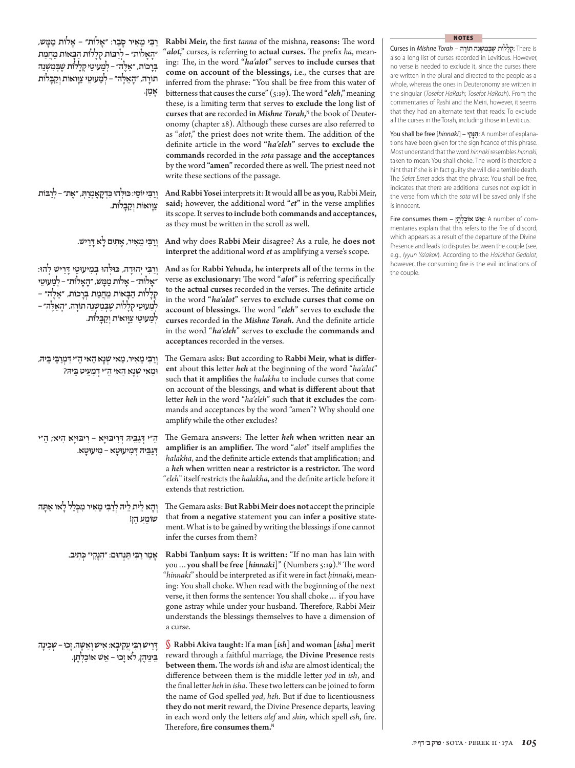רַבִּי מֵאִיר סָבַר: ״אָלוֹת״ – אָלוֹת מַמָּשׁ, ״הָאָלוֹת״ – לְרַבּוֹת קְלָלוֹת הַבָּאוֹת מֵחֲמַת בְּרָכוֹת, ״אֵלֶּה״ – לְמַעוּטֵי קְלָלוֹת שֶׁבְּמִשְׁנֵה תוֹרָה, ״הָאֵלֶּה״ – לְמַעוּטֵי צִוּוּאוֹת וְקַבָּלוֹת אָמֵן.

**Rabbi Meir,** the first *tanna* of the mishna, **reasons:** The word **"*alot*,"** curses, is referring to **actual curses.** The prefix *ha*, meaning: The, in the word **"*ha'alot*"** serves **to include curses that come on account of** the **blessings,** i.e., the curses that are inferred from the phrase: "You shall be free from this water of bitterness that causes the curse" (5:19). The word **"*eleh*,"** meaning these, is a limiting term that serves **to exclude the** long list of **curses that are** recorded **in *Mishne Torah*,**[N] the book of Deuteronomy (chapter 28). Although these curses are also referred to as "*alot*," the priest does not write them. The addition of the definite article in the word **"*ha'eleh*"** serves **to exclude the commands** recorded in the *sota* passage **and the acceptances** by the word **"amen"** recorded there as well. The priest need not write these sections of the passage.

וְרַבִּי יוֹסֵי: כּוּלְּהוּ כִּדְקָאָמְרַתְּ, ״אֶת״ – לְרַבּוֹת צִוּוּאוֹת וְקַבָּלוֹת.

**And Rabbi Yosei** interprets it: **It** would **all** be **as you,** Rabbi Meir, **said;** however, the additional word **"*et*"** in the verse amplifies its scope. It serves **to include** both **commands and acceptances,** as they must be written in the scroll as well.

וְרַבִּי מֵאִיר, אֶתִּים לָא דָּרֵישׁ.

**And** why does **Rabbi Meir** disagree? As a rule, he **does not interpret** the additional word *et* as amplifying a verse's scope.

וְרַבִּי יְהוּדָה, כּוּלְּהוּ בְּמִיעוּטֵי דָּרֵישׁ לְהוּ: ״אָלוֹת״ – אָלוֹת מַמָּשׁ, ״הָאָלוֹת״ – לְמַעוּטֵי קְלָלוֹת הַבָּאוֹת מֵחֲמַת בְּרָכוֹת, ״אֵלֶּה״ – לְמַעוּטֵי קְלָלוֹת שֶׁבְּמִשְׁנֵה תוֹרָה, ״הָאֵלֶּה״ – לְמַעוּטֵי צִוּוּאוֹת וְקַבָּלוֹת.

**And** as for **Rabbi Yehuda, he interprets all of** the terms in the verse **as exclusionary:** The word **"*alot*"** is referring specifically to the **actual curses** recorded in the verses. The definite article in the word **"*ha'alot*"** serves **to exclude curses that come on account of blessings.** The word **"*eleh*"** serves **to exclude the curses** recorded **in** the ***Mishne Torah*.** And the definite article in the word **"*ha'eleh*"** serves **to exclude** the **commands and acceptances** recorded in the verses.

וְרַבִּי מֵאִיר, מַאי שְׁנָא הַאי הֵ״י דְּמַרַבֵּי בֵּיהּ, וּמַאי שְׁנָא הַאי הֵ״י דְּמַעֵיט בֵּיהּ?

The Gemara asks: **But** according to **Rabbi Meir, what is different** about **this** letter ***heh*** at the beginning of the word "*ha'alot*" such **that it amplifies** the *halakha* to include curses that come on account of the blessings, **and what is different** about **that** letter ***heh*** in the word "*ha'eleh*" such **that it excludes** the commands and acceptances by the word "amen"? Why should one amplify while the other excludes?

הֵ״י דְּגַבֵּיהּ דְּרִיבּוּיָא – רִיבּוּיָא הִיא; הֵ״י דְּגַבֵּיהּ דְּמִיעוּטָא – מִיעוּטָא.

The Gemara answers: The letter ***heh*** **when** written **near an amplifier is an amplifier.** The word "*alot*" itself amplifies the *halakha*, and the definite article extends that amplification; and a ***heh*** **when** written **near** a **restrictor is a restrictor.** The word "*eleh*" itself restricts the *halakha*, and the definite article before it extends that restriction.

וְהָא לֵית לֵיהּ לְרַבִּי מֵאִיר מִכְּלָל לָאו אַתָּה שׁוֹמֵעַ הֵן!

The Gemara asks: **But Rabbi Meir does not** accept the principle that **from a negative** statement **you** can **infer a positive** statement. What is to be gained by writing the blessings if one cannot infer the curses from them?

אָמַר רַבִּי תַּנְחוּם: ״הִנָּקִי״ כְּתִיב.

**Rabbi Tanḥum says: It is written:** "If no man has lain with you…**you shall be free** [***hinnaki***]" (Numbers 5:19).[N] The word "*hinnaki*" should be interpreted as if it were in fact *ḥinnaki*, meaning: You shall choke. When read with the beginning of the next verse, it then forms the sentence: You shall choke… if you have gone astray while under your husband. Therefore, Rabbi Meir understands the blessings themselves to have a dimension of a curse.

דָּרֵישׁ רַבִּי עֲקִיבָא: אִישׁ וְאִשָּׁה, זָכוּ – שְׁכִינָה בֵּינֵיהֶן, לֹא זָכוּ – אֵשׁ אוֹכַלְתָּן.

§ **Rabbi Akiva taught:** If **a man** [***ish***] **and woman** [***isha***] **merit** reward through a faithful marriage, **the Divine Presence** rests **between them.** The words *ish* and *isha* are almost identical; the difference between them is the middle letter *yod* in *ish*, and the final letter *heh* in *isha*. These two letters can be joined to form the name of God spelled *yod*, *heh*. But if due to licentiousness **they do not merit** reward, the Divine Presence departs, leaving in each word only the letters *alef* and *shin*, which spell *esh*, fire. Therefore, **fire consumes them.**[N]

**NOTES**

Curses in *Mishne Torah* – קְלָלוֹת שֶׁבְּמִשְׁנֵה תוֹרָה: There is also a long list of curses recorded in Leviticus. However, no verse is needed to exclude it, since the curses there are written in the plural and directed to the people as a whole, whereas the ones in Deuteronomy are written in the singular (*Tosefot HaRash*; *Tosefot HaRosh*). From the commentaries of Rashi and the Meiri, however, it seems that they had an alternate text that reads: To exclude all the curses in the Torah, including those in Leviticus.

You shall be free [*hinnaki*] – הִנָּקִי: A number of explanations have been given for the significance of this phrase. Most understand that the word *hinnaki* resembles *ḥinnaki*, taken to mean: You shall choke. The word is therefore a hint that if she is in fact guilty she will die a terrible death. The *Sefat Emet* adds that the phrase: You shall be free, indicates that there are additional curses not explicit in the verse from which the *sota* will be saved only if she is innocent.

Fire consumes them – אֵשׁ אוֹכַלְתָּן: A number of commentaries explain that this refers to the fire of discord, which appears as a result of the departure of the Divine Presence and leads to disputes between the couple (see, e.g., *Iyyun Ya'akov*). According to the *Halakhot Gedolot*, however, the consuming fire is the evil inclinations of the couple.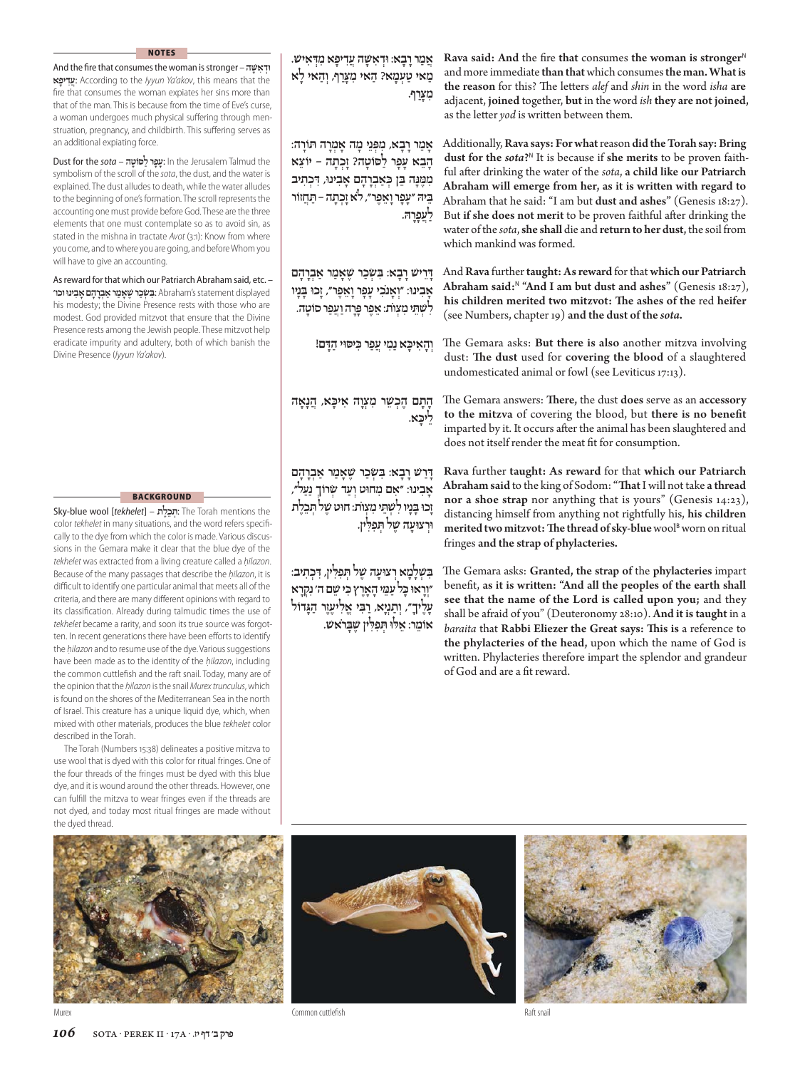## NOTES

And the fire that consumes the woman is stronger – וְאִשָּׁה עֲדִיפָא: According to the *Iyyun Ya'akov*, this means that the fire that consumes the woman expiates her sins more than that of the man. This is because from the time of Eve's curse, a woman undergoes much physical suffering through menstruation, pregnancy, and childbirth. This suffering serves as an additional expiating force.

Dust for the *sota* – עָפָר לַסּוֹטָה: In the Jerusalem Talmud the symbolism of the scroll of the *sota*, the dust, and the water is explained. The dust alludes to death, while the water alludes to the beginning of one's formation. The scroll represents the accounting one must provide before God. These are the three elements that one must contemplate so as to avoid sin, as stated in the mishna in tractate *Avot* (3:1): Know from where you come, and to where you are going, and before Whom you will have to give an accounting.

As reward for that which our Patriarch Abraham said, etc. – בִּשְׂכַר שֶׁאָמַר אַבְרָהָם אָבִינוּ וכו׳: Abraham's statement displayed his modesty; the Divine Presence rests with those who are modest. God provided mitzvot that ensure that the Divine Presence rests among the Jewish people. These mitzvot help eradicate impurity and adultery, both of which banish the Divine Presence (*Iyyun Ya'akov*).

## BACKGROUND

Sky-blue wool [*tekhelet*] – תְּכֵלֶת: The Torah mentions the color *tekhelet* in many situations, and the word refers specifically to the dye from which the color is made. Various discussions in the Gemara make it clear that the blue dye of the *tekhelet* was extracted from a living creature called a *ḥilazon*. Because of the many passages that describe the *ḥilazon*, it is difficult to identify one particular animal that meets all of the criteria, and there are many different opinions with regard to its classification. Already during talmudic times the use of *tekhelet* became a rarity, and soon its true source was forgotten. In recent generations there have been efforts to identify the *ḥilazon* and to resume use of the dye. Various suggestions have been made as to the identity of the *ḥilazon*, including the common cuttlefish and the raft snail. Today, many are of the opinion that the *ḥilazon* is the snail *Murex trunculus*, which is found on the shores of the Mediterranean Sea in the north of Israel. This creature has a unique liquid dye, which, when mixed with other materials, produces the blue *tekhelet* color described in the Torah.

The Torah (Numbers 15:38) delineates a positive mitzva to use wool that is dyed with this color for ritual fringes. One of the four threads of the fringes must be dyed with this blue dye, and it is wound around the other threads. However, one can fulfill the mitzva to wear fringes even if the threads are not dyed, and today most ritual fringes are made without the dyed thread.

---

אֲמַר רָבָא: וְאִשָּׁה עֲדִיפָא מִדְּאִישׁ. מַאי טַעְמָא? הַאי מִצְרָף, וְהַאי לָא מִצְרָף.

**Rava said: And** the fire **that** consumes **the woman is stronger**[N] and more immediate **than that** which consumes **the man. What is the reason** for this? The letters *alef* and *shin* in the word *isha* are adjacent, **joined** together, **but** in the word *ish* **they are not joined,** as the letter *yod* is written between them.

אָמַר רָבָא, מִפְּנֵי מָה אָמְרָה תּוֹרָה: הָבֵא עָפָר לַסּוֹטָה? זָכְתָה – יוֹצֵא מִמֶּנָּה בֵּן כְּאַבְרָהָם אָבִינוּ, דִּכְתִיב בֵּיהּ ״עָפָר וָאֵפֶר״, לֹא זָכְתָה – תַּחֲזוֹר לַעֲפָרָהּ.

Additionally, **Rava says: For what** reason **did the Torah say: Bring dust for the *sota*?**[N] It is because if **she merits** to be proven faithful after drinking the water of the *sota*, **a child like our Patriarch Abraham will emerge from her, as it is written with regard to** Abraham that he said: "I am but **dust and ashes**" (Genesis 18:27). But **if she does not merit** to be proven faithful after drinking the water of the *sota*, **she shall** die and **return to her dust,** the soil from which mankind was formed.

דָּרֵישׁ רָבָא: בִּשְׂכַר שֶׁאָמַר אַבְרָהָם אָבִינוּ: ״וְאָנֹכִי עָפָר וָאֵפֶר״, זָכוּ בָּנָיו לִשְׁתֵּי מִצְוֹת: אֵפֶר פָּרָה וַעֲפַר סוֹטָה.

And **Rava** further **taught: As reward** for that **which our Patriarch Abraham said:**[N] **"And I am but dust and ashes"** (Genesis 18:27), **his children merited two mitzvot: The ashes of the** red **heifer** (see Numbers, chapter 19) **and the dust of the *sota*.**

וְהָאִיכָּא נַמִי עֲפַר כִּיסּוּי הַדָּם!

The Gemara asks: **But there is also** another mitzva involving dust: **The dust** used for **covering the blood** of a slaughtered undomesticated animal or fowl (see Leviticus 17:13).

הָתָם הֶכְשֵׁר מִצְוָה אִיכָּא, הֲנָאָה לֵיכָּא.

The Gemara answers: **There,** the dust **does** serve as an **accessory to the mitzva** of covering the blood, but **there is no benefit** imparted by it. It occurs after the animal has been slaughtered and does not itself render the meat fit for consumption.

דָּרֵשׁ רָבָא: בִּשְׂכַר שֶׁאָמַר אַבְרָהָם אָבִינוּ: ״אִם מִחוּט וְעַד שְׂרוֹךְ נַעַל״, זָכוּ בָּנָיו לִשְׁתֵּי מִצְוֹת: חוּט שֶׁל תְּכֵלֶת וּרְצוּעָה שֶׁל תְּפִלִּין.

**Rava** further **taught: As reward** for that **which our Patriarch Abraham said** to the king of Sodom: **"That** I will not take **a thread nor a shoe strap** nor anything that is yours" (Genesis 14:23), distancing himself from anything not rightfully his, **his children merited two mitzvot: The thread of sky-blue** wool[B] worn on ritual fringes **and the strap of phylacteries.**

בִּשְׁלָמָא רְצוּעָה שֶׁל תְּפִלִּין, דִּכְתִיב: ״וְרָאוּ כׇּל עַמֵּי הָאָרֶץ כִּי שֵׁם ה׳ נִקְרָא עָלֶיךָ״, וְתַנְיָא, רַבִּי אֱלִיעֶזֶר הַגָּדוֹל אוֹמֵר: אֵלּוּ תְּפִלִּין שֶׁבָּרֹאשׁ.

The Gemara asks: **Granted, the strap of** the **phylacteries** impart benefit, **as it is written: "And all the peoples of the earth shall see that the name of the Lord is called upon you;** and they shall be afraid of you" (Deuteronomy 28:10). **And it is taught** in a *baraita* that **Rabbi Eliezer the Great says: This is** a reference to **the phylacteries of the head,** upon which the name of God is written. Phylacteries therefore impart the splendor and grandeur of God and are a fit reward.

Murex

Common cuttlefish

Raft snail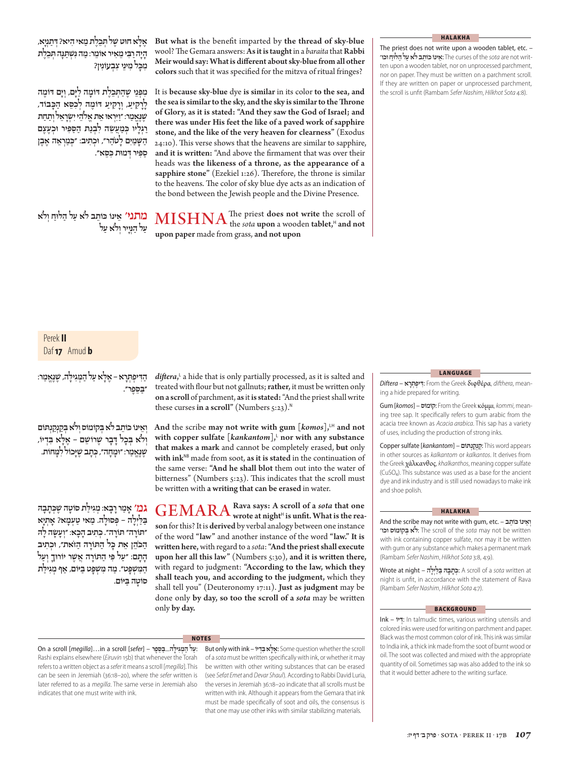אֶלָּא חוּט שֶׁל תְּכֵלֶת מַאי הִיא? דְּתַנְיָא, הָיָה רַבִּי מֵאִיר אוֹמֵר: מָה נִּשְׁתַּנָּה תְּכֵלֶת מִכׇּל מִינֵי צִבְעוֹנִין?

**But what is** the benefit imparted by **the thread of sky-blue** wool? The Gemara answers: **As it is taught** in a *baraita* that **Rabbi Meir would say: What is different about sky-blue from all other colors** such that it was specified for the mitzva of ritual fringes?

מִפְּנֵי שֶׁהַתְּכֵלֶת דּוֹמָה לַיָּם, וְיָם דּוֹמֶה לָרָקִיעַ, וְרָקִיעַ דּוֹמֶה לְכִסֵּא הַכָּבוֹד, שֶׁנֶּאֱמַר: ״וַיִּרְאוּ אֵת אֱלֹהֵי יִשְׂרָאֵל וְתַחַת רַגְלָיו כְּמַעֲשֵׂה לִבְנַת הַסַּפִּיר וּכְעֶצֶם הַשָּׁמַיִם לָטֹהַר״, וּכְתִיב: ״כְּמַרְאֵה אֶבֶן סַפִּיר דְּמוּת כִּסֵּא״.

It is **because sky-blue** dye **is similar** in its color **to the sea, and the sea is similar to the sky, and the sky is similar to the Throne of Glory, as it is stated: "And they saw the God of Israel; and there was under His feet the like of a paved work of sapphire stone, and the like of the very heaven for clearness"** (Exodus 24:10). This verse shows that the heavens are similar to sapphire, **and it is written:** "And above the firmament that was over their heads was **the likeness of a throne, as the appearance of a sapphire stone"** (Ezekiel 1:26). Therefore, the throne is similar to the heavens. The color of sky blue dye acts as an indication of the bond between the Jewish people and the Divine Presence.

**מתני׳** אֵינוֹ כּוֹתֵב לֹא עַל הַלּוּחַ וְלֹא עַל הַנְּיָיר וְלֹא עַל

**MISHNA** The priest **does not write** the scroll of the *sota* **upon** a wooden **tablet,**[H] **and not upon paper** made from grass, **and not upon**

**HALAKHA**

The priest does not write upon a wooden tablet, etc. – אֵינוֹ כּוֹתֵב לֹא עַל הַלּוּחַ וכו׳: The curses of the *sota* are not written upon a wooden tablet, nor on unprocessed parchment, nor on paper. They must be written on a parchment scroll. If they are written on paper or unprocessed parchment, the scroll is unfit (Rambam *Sefer Nashim*, *Hilkhot Sota* 4:8).

Perek **II**
Daf **17** Amud **b**

הַדִּיפְתְּרָא – אֶלָּא עַל הַמְּגִילָּה, שֶׁנֶּאֱמַר: ״בַּסֵּפֶר״.

*diftera*,[L] a hide that is only partially processed, as it is salted and treated with flour but not gallnuts; **rather,** it must be written only **on a scroll** of parchment, **as** it **is stated:** "And the priest shall write these curses **in a scroll"** (Numbers 5:23).[N]

וְאֵינוֹ כּוֹתֵב לֹא בְּקוֹמוֹס וְלֹא בְּקַנְקַנְתּוֹם וְלֹא בְּכׇל דָּבָר שֶׁרוֹשֵׁם – אֶלָּא בִּדְיוֹ, שֶׁנֶּאֱמַר: ״וּמָחָה״, כְּתָב שֶׁיָּכוֹל לִמְחוֹת.

**And** the scribe **may not write with gum** [*komos*],[LH] **and not with copper sulfate** [*kankantom*],[L] **nor with any substance that makes a mark** and cannot be completely erased, **but** only **with ink**[NB] made from soot, **as it is stated** in the continuation of the same verse: **"And he shall blot** them out into the water of bitterness" (Numbers 5:23). This indicates that the scroll must be written with **a writing that can be erased** in water.

**גמ׳** אָמַר רָבָא: מְגִילַּת סוֹטָה שֶׁכְּתָבָהּ בַּלַּיְלָה – פְּסוּלָה. מַאי טַעְמָא? אָתְיָא ״תּוֹרָה״ ״תּוֹרָה״. כְּתִיב הָכָא: ״וְעָשָׂה לָהּ הַכֹּהֵן אֵת כׇּל הַתּוֹרָה הַזֹּאת״, וּכְתִיב הָתָם: ״עַל פִּי הַתּוֹרָה אֲשֶׁר יוֹרוּךָ וְעַל הַמִּשְׁפָּט״. מָה מִשְׁפָּט בַּיּוֹם, אַף מְגִילַּת סוֹטָה בַּיּוֹם.

**GEMARA** **Rava says: A scroll of a *sota* that one wrote at night**[H] **is unfit. What is the reason** for this? It is **derived** by verbal analogy between one instance of the word **"law"** and another instance of the word **"law." It is written here,** with regard to a *sota*: **"And the priest shall execute upon her all this law"** (Numbers 5:30), **and it is written there,** with regard to judgment: **"According to the law, which they shall teach you, and according to the judgment,** which they shall tell you" (Deuteronomy 17:11). **Just as judgment** may be done only **by day, so too the scroll of a *sota*** may be written only **by day.**

**LANGUAGE**

*Diftera* – דִּיפְתְּרָא: From the Greek διφθέρα, *difthera*, meaning a hide prepared for writing.

Gum [*komos*] – קוֹמוֹס: From the Greek κόμμι, *kommi*, meaning tree sap. It specifically refers to gum arabic from the acacia tree known as *Acacia arabica*. This sap has a variety of uses, including the production of strong inks.

Copper sulfate [*kankantom*] – קַנְקַנְתּוֹם: This word appears in other sources as *kalkantom* or *kalkantos*. It derives from the Greek χάλκανθος, *khalkanthos*, meaning copper sulfate ($CuSO_4$). This substance was used as a base for the ancient dye and ink industry and is still used nowadays to make ink and shoe polish.

**HALAKHA**

And the scribe may not write with gum, etc. – וְאֵינוֹ כּוֹתֵב לֹא בְּקוֹמוֹס וכו׳: The scroll of the *sota* may not be written with ink containing copper sulfate, nor may it be written with gum or any substance which makes a permanent mark (Rambam *Sefer Nashim*, *Hilkhot Sota* 3:8, 4:9).

Wrote at night – כְּתָבָהּ בַּלַּיְלָה: A scroll of a *sota* written at night is unfit, in accordance with the statement of Rava (Rambam *Sefer Nashim*, *Hilkhot Sota* 4:7).

**BACKGROUND**

Ink – דְּיוֹ: In talmudic times, various writing utensils and colored inks were used for writing on parchment and paper. Black was the most common color of ink. This ink was similar to India ink, a thick ink made from the soot of burnt wood or oil. The soot was collected and mixed with the appropriate quantity of oil. Sometimes sap was also added to the ink so that it would better adhere to the writing surface.

**NOTES**

On a scroll [*megilla*]…in a scroll [*sefer*] – עַל הַמְּגִילָּה...בַּסֵּפֶר: Rashi explains elsewhere (*Eiruvin* 15b) that whenever the Torah refers to a written object as a *sefer* it means a scroll [*megilla*]. This can be seen in Jeremiah (36:18–20), where the *sefer* written is later referred to as a *megilla*. The same verse in Jeremiah also indicates that one must write with ink.

But only with ink – אֶלָּא בִּדְיוֹ: Some question whether the scroll of a *sota* must be written specifically with ink, or whether it may be written with other writing substances that can be erased (see *Sefat Emet* and *Devar Shaul*). According to Rabbi David Luria, the verses in Jeremiah 36:18–20 indicate that all scrolls must be written with ink. Although it appears from the Gemara that ink must be made specifically of soot and oils, the consensus is that one may use other inks with similar stabilizing materials.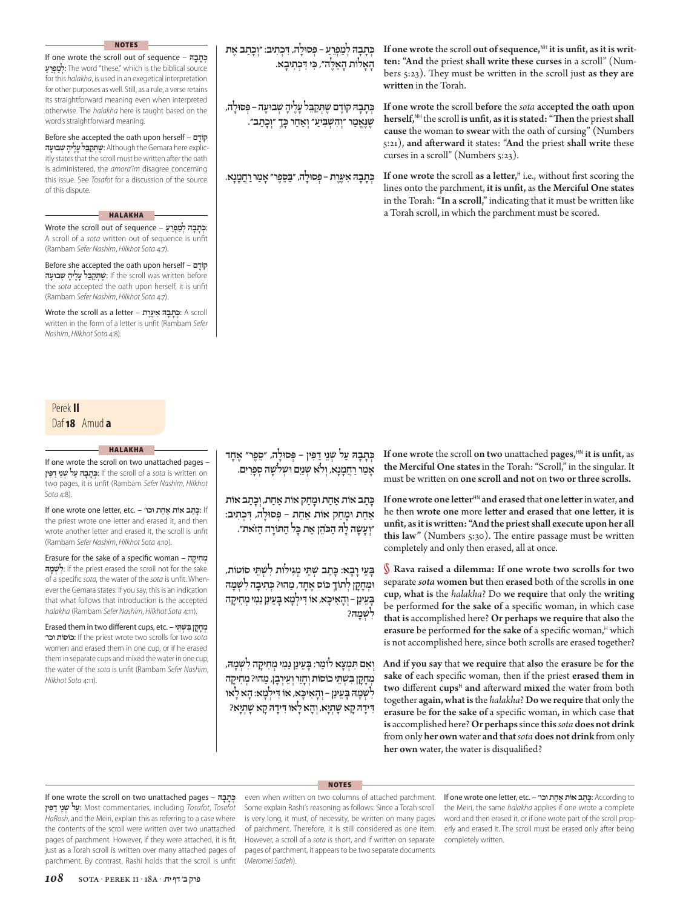כְּתָבָהּ לְמַפְרֵעַ – פְּסוּלָה, דִּכְתִיב: ״וְכָתַב אֶת הָאָלוֹת הָאֵלֶּה״, כִּי דִּכְתִיבָא.

**If one wrote** the scroll **out of sequence,**[NH] **it is unfit, as it is written: "And** the priest **shall write these curses** in a scroll" (Numbers 5:23). They must be written in the scroll just **as they are written** in the Torah.

כְּתָבָהּ קוֹדֶם שֶׁתְּקַבֵּל עָלֶיהָ שְׁבוּעָה – פְּסוּלָה, שֶׁנֶּאֱמַר ״וְהִשְׁבִּיעַ״ וְאַחַר כָּךְ ״וְכָתַב״.

**If one wrote** the scroll **before** the *sota* **accepted the oath upon herself,**[NH] the scroll **is unfit, as it is stated: "Then** the priest **shall cause** the woman **to swear** with the oath of cursing" (Numbers 5:21), **and afterward** it states: **"And** the priest **shall write** these curses in a scroll" (Numbers 5:23).

כְּתָבָהּ אִיגֶּרֶת – פְּסוּלָה, ״בַּסֵּפֶר״ אָמַר רַחֲמָנָא.

**If one wrote** the scroll **as a letter,**[H] i.e., without first scoring the lines onto the parchment, **it is unfit,** as **the Merciful One states** in the Torah: **"In a scroll,"** indicating that it must be written like a Torah scroll, in which the parchment must be scored.

### NOTES

If one wrote the scroll out of sequence – כְּתָבָהּ לְמַפְרֵעַ: The word "these," which is the biblical source for this *halakha*, is used in an exegetical interpretation for other purposes as well. Still, as a rule, a verse retains its straightforward meaning even when interpreted otherwise. The *halakha* here is taught based on the word's straightforward meaning.

Before she accepted the oath upon herself – קוֹדֶם שֶׁתְּקַבֵּל עָלֶיהָ שְׁבוּעָה: Although the Gemara here explicitly states that the scroll must be written after the oath is administered, the *amora'im* disagree concerning this issue. See *Tosafot* for a discussion of the source of this dispute.

### HALAKHA

Wrote the scroll out of sequence – כְּתָבָהּ לְמַפְרֵעַ: A scroll of a *sota* written out of sequence is unfit (Rambam *Sefer Nashim*, *Hilkhot Sota* 4:7).

Before she accepted the oath upon herself – קוֹדֶם שֶׁתְּקַבֵּל עָלֶיהָ שְׁבוּעָה: If the scroll was written before the *sota* accepted the oath upon herself, it is unfit (Rambam *Sefer Nashim*, *Hilkhot Sota* 4:7).

Wrote the scroll as a letter – כְּתָבָהּ אִיגֶּרֶת: A scroll written in the form of a letter is unfit (Rambam *Sefer Nashim*, *Hilkhot Sota* 4:8).

---

Perek **II**
Daf **18** Amud **a**

כְּתָבָהּ עַל שְׁנֵי דַּפִּין – פְּסוּלָה, ״סֵפֶר״ אֶחָד אָמַר רַחֲמָנָא, וְלֹא שְׁנַיִם וּשְׁלֹשָׁה סְפָרִים.

**If one wrote** the scroll **on two** unattached **pages,**[HN] **it is unfit,** as **the Merciful One states** in the Torah: "Scroll," in the singular. It must be written on **one scroll and not** on **two or three scrolls.**

כָּתַב אוֹת אַחַת וּמָחַק אוֹת אַחַת, וְכָתַב אוֹת אַחַת וּמָחַק אוֹת אַחַת – פְּסוּלָה, דִּכְתִיב: ״וְעָשָׂה לָהּ הַכֹּהֵן אֶת כָּל הַתּוֹרָה הַזֹּאת״.

**If one wrote one letter**[HN] **and erased** that **one letter** in water, **and** he then **wrote one** more **letter and erased** that **one letter, it is unfit, as it is written: "And the priest shall execute upon her all this law"** (Numbers 5:30). The entire passage must be written completely and only then erased, all at once.

בָּעֵי רָבָא: כָּתַב שְׁתֵּי מְגִילּוֹת לִשְׁתֵּי סוֹטוֹת, וּמְחָקָן לְתוֹךְ כּוֹס אֶחָד, מַהוּ? כְּתִיבָה לִשְׁמָהּ בָּעֵינַן – וְהָאִיכָּא, אוֹ דִּילְמָא בָּעֵינַן נַמִי מְחִיקָה לִשְׁמָהּ?

§ **Rava raised a dilemma: If one wrote two scrolls for two** separate *sota* **women but** then **erased** both of the scrolls **in one cup, what is** the *halakha*? Do **we require** that only the **writing** be performed **for the sake of** a specific woman, in which case **that is** accomplished here? **Or perhaps we require** that **also** the **erasure** be performed **for the sake of** a specific woman,[H] which is not accomplished here, since both scrolls are erased together?

וְאִם תִּמְצָא לוֹמַר: בָּעֵינַן נַמִי מְחִיקָה לִשְׁמָהּ, מְחָקָן בִּשְׁתֵּי כוֹסוֹת וְחָזַר וְעֵירְבָן, מַהוּ? מְחִיקָה לִשְׁמָהּ בָּעֵינַן – וְהָאִיכָּא, אוֹ דִּילְמָא: הָא לָאו דִּידָהּ קָא שָׁתְיָא, וְהָא לָאו דִּידָהּ קָא שָׁתְיָא?

**And if you say** that **we require** that **also** the **erasure** be **for the sake of** each specific woman, then if the priest **erased them in two** different **cups**[H] **and** afterward **mixed** the water from both together **again, what is** the *halakha*? **Do we require** that only the **erasure** be **for the sake of** a specific woman, in which case **that is** accomplished here? **Or perhaps** since **this** *sota* **does not drink** from only **her own** water **and that** *sota* **does not drink** from only **her own** water, the water is disqualified?

### HALAKHA

If one wrote the scroll on two unattached pages – כְּתָבָהּ עַל שְׁנֵי דַּפִּין: If the scroll of a *sota* is written on two pages, it is unfit (Rambam *Sefer Nashim*, *Hilkhot Sota* 4:8).

If one wrote one letter, etc. – כָּתַב אוֹת אַחַת וכו׳: If the priest wrote one letter and erased it, and then wrote another letter and erased it, the scroll is unfit (Rambam *Sefer Nashim*, *Hilkhot Sota* 4:10).

Erasure for the sake of a specific woman – מְחִיקָה לִשְׁמָהּ: If the priest erased the scroll not for the sake of a specific *sota*, the water of the *sota* is unfit. Whenever the Gemara states: If you say, this is an indication that what follows that introduction is the accepted *halakha* (Rambam *Sefer Nashim*, *Hilkhot Sota* 4:11).

Erased them in two different cups, etc. – מְחָקָן בִּשְׁתֵּי כוֹסוֹת וכו׳: If the priest wrote two scrolls for two *sota* women and erased them in one cup, or if he erased them in separate cups and mixed the water in one cup, the water of the *sota* is unfit (Rambam *Sefer Nashim*, *Hilkhot Sota* 4:11).

### NOTES

If one wrote the scroll on two unattached pages – כְּתָבָהּ עַל שְׁנֵי דַּפִּין: Most commentaries, including *Tosafot*, *Tosefot HaRosh*, and the Meiri, explain this as referring to a case where the contents of the scroll were written over two unattached pages of parchment. However, if they were attached, it is fit, just as a Torah scroll is written over many attached pages of parchment. By contrast, Rashi holds that the scroll is unfit even when written on two columns of attached parchment. Some explain Rashi's reasoning as follows: Since a Torah scroll is very long, it must, of necessity, be written on many pages of parchment. Therefore, it is still considered as one item. However, a scroll of a *sota* is short, and if written on separate pages of parchment, it appears to be two separate documents (*Meromei Sadeh*).

If one wrote one letter, etc. – כָּתַב אוֹת אַחַת וכו׳: According to the Meiri, the same *halakha* applies if one wrote a complete word and then erased it, or if one wrote part of the scroll properly and erased it. The scroll must be erased only after being completely written.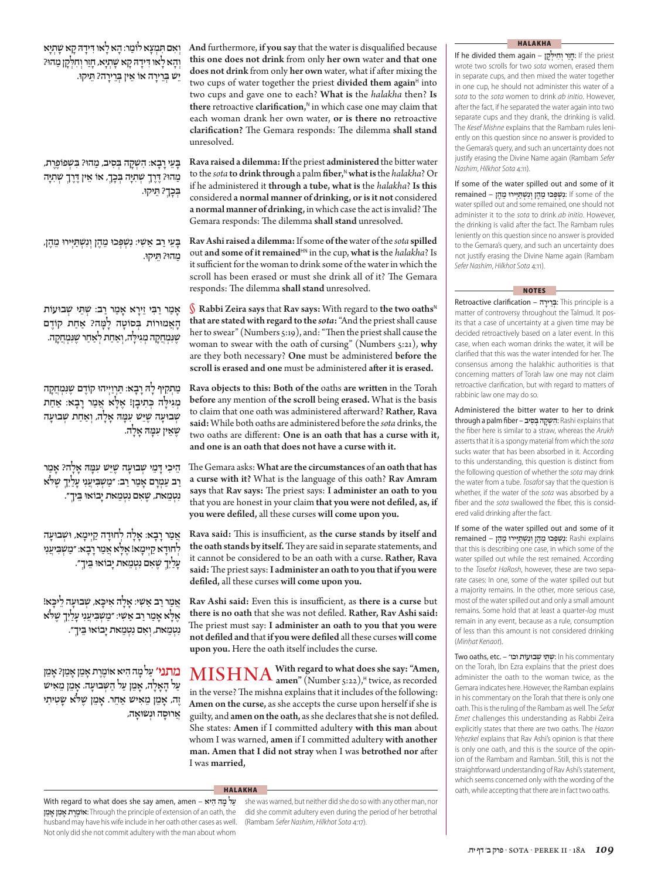וְאִם תִּמְצָא לוֹמַר: הָא לָאו דִּידָהּ קָא שָׁתְיָא וְהָא לָאו דִּידָהּ קָא שָׁתְיָא, חָזַר וְחִלְּקָן מַהוּ? יֵשׁ בְּרֵירָה אוֹ אֵין בְּרֵירָה? תֵּיקוּ.

**And** furthermore, **if you say** that the water is disqualified because **this one does not drink** from only **her own** water **and that one does not drink** from only **her own** water, what if after mixing the two cups of water together the priest **divided them again**[H] into two cups and gave one to each? **What is** the *halakha* then? **Is there** retroactive **clarification,**[N] in which case one may claim that each woman drank her own water, **or is there no** retroactive **clarification?** The Gemara responds: The dilemma **shall stand** unresolved.

בָּעֵי רָבָא: הִשְׁקָהּ בְּסִיב, מַהוּ? בִּשְׁפוֹפֶרֶת, מַהוּ? דֶּרֶךְ שְׁתִיָּה בְּכָךְ, אוֹ אֵין דֶּרֶךְ שְׁתִיָּה בְּכָךְ? תֵּיקוּ.

**Rava raised a dilemma:** If the priest **administered** the bitter water to the *sota* **to drink through** a palm **fiber,**[N] **what is** the *halakha*? Or if he administered it **through a tube, what is** the *halakha*? **Is this** considered **a normal manner of drinking, or is it not** considered **a normal manner of drinking,** in which case the act is invalid? The Gemara responds: The dilemma **shall stand** unresolved.

בָּעֵי רַב אָשֵׁי: נִשְׁפְּכוּ מֵהֶן וְנִשְׁתַּיְּירוּ מֵהֶן, מַהוּ? תֵּיקוּ.

**Rav Ashi raised a dilemma:** If some **of the** water of the *sota* **spilled** out **and some of it remained**[HN] in the cup, **what is** the *halakha*? Is it sufficient for the woman to drink some of the water in which the scroll has been erased or must she drink all of it? The Gemara responds: The dilemma **shall stand** unresolved.

אָמַר רַבִּי זֵירָא אָמַר רַב: שְׁתֵּי שְׁבוּעוֹת הָאֲמוּרוֹת בְּסוֹטָה לָמָּה? אַחַת קוֹדֶם שֶׁנִּמְחֲקָה מְגִילָּה, וְאַחַת לְאַחַר שֶׁנִּמְחֲקָה.

§ **Rabbi Zeira says** that **Rav says:** With regard to **the two oaths**[N] **that are stated with regard to the** *sota*: "And the priest shall cause her to swear" (Numbers 5:19), and: "Then the priest shall cause the woman to swear with the oath of cursing" (Numbers 5:21), **why** are they both necessary? **One** must be administered **before the scroll is erased and one** must be administered **after it is erased.**

מַתְקִיף לַהּ רָבָא: תַּרְוַיְיהוּ קוֹדֶם שֶׁנִּמְחֲקָה מְגִילָּה כְּתִיבָן! אֶלָּא אָמַר רָבָא: אַחַת שְׁבוּעָה שֶׁיֵּשׁ עִמָּהּ אָלָה, וְאַחַת שְׁבוּעָה שֶׁאֵין עִמָּהּ אָלָה.

**Rava objects to this: Both of the** oaths **are written** in the Torah **before** any mention of **the scroll** being **erased.** What is the basis to claim that one oath was administered afterward? **Rather, Rava said:** While both oaths are administered before the *sota* drinks, the two oaths are different: **One is an oath that has a curse with it, and one is an oath that does not have a curse with it.**

הֵיכִי דָּמֵי שְׁבוּעָה שֶׁיֵּשׁ עִמָּהּ אָלָה? אָמַר רַב עַמְרָם אָמַר רַב: "מַשְׁבִּיעֲנִי עָלַיִךְ שֶׁלֹּא נִטְמֵאת, שֶׁאִם נִטְמֵאת יָבוֹאוּ בִּיךְ".

The Gemara asks: **What are the circumstances** of **an oath that has a curse with it?** What is the language of this oath? **Rav Amram says** that **Rav says:** The priest says: **I administer an oath to you** that you are honest in your claim **that you were not defiled, as, if you were defiled,** all these curses **will come upon you.**

אָמַר רָבָא: אָלָה לְחוּדַהּ קַיְימָא, וּשְׁבוּעָה לְחוּדַהּ קַיְימָא! אֶלָּא אָמַר רָבָא: "מַשְׁבִּיעֲנִי עָלַיִךְ שֶׁאִם נִטְמֵאת יָבוֹאוּ בִּיךְ".

**Rava said:** This is insufficient, as **the curse stands by itself and the oath stands by itself.** They are said in separate statements, and it cannot be considered to be an oath with a curse. **Rather, Rava said:** The priest says: **I administer an oath to you that if you were defiled,** all these curses **will come upon you.**

אָמַר רַב אָשֵׁי: אָלָה אִיכָּא, שְׁבוּעָה לֵיכָּא! אֶלָּא אָמַר רַב אָשֵׁי: "מַשְׁבִּיעֲנִי עָלַיִךְ שֶׁלֹּא נִטְמֵאת, וְאִם נִטְמֵאת יָבוֹאוּ בִּיךְ".

**Rav Ashi said:** Even this is insufficient, as **there is a curse** but **there is no oath** that she was not defiled. **Rather, Rav Ashi said:** The priest must say: **I administer an oath to you that you were not defiled and** that **if you were defiled** all these curses **will come upon you.** Here the oath itself includes the curse.

**מתני׳** עַל מָה הִיא אוֹמֶרֶת אָמֵן אָמֵן? אָמֵן עַל הָאָלָה, אָמֵן עַל הַשְּׁבוּעָה. אָמֵן מֵאִישׁ זֶה, אָמֵן מֵאִישׁ אַחֵר. אָמֵן שֶׁלֹּא שָׂטִיתִי אֲרוּסָה וּנְשׂוּאָה,

**MISHNA** With regard to what does she say: **"Amen, amen"** (Number 5:22),[H] twice, as recorded in the verse? The mishna explains that it includes of the following: **Amen on the curse,** as she accepts the curse upon herself if she is guilty, and **amen on the oath,** as she declares that she is not defiled. She states: **Amen** if I committed adultery **with this man** about whom I was warned, **amen** if I committed adultery **with another man. Amen that I did not stray** when I was **betrothed nor** after I was **married,**

## HALAKHA

**If he divided them again** – **חָזַר וְחִלְּקָן**: If the priest wrote two scrolls for two *sota* women, erased them in separate cups, and then mixed the water together in one cup, he should not administer this water of a *sota* to the *sota* women to drink *ab initio*. However, after the fact, if he separated the water again into two separate cups and they drank, the drinking is valid. The *Kesef Mishne* explains that the Rambam rules leniently on this question since no answer is provided to the Gemara's query, and such an uncertainty does not justify erasing the Divine Name again (Rambam *Sefer Nashim*, *Hilkhot Sota* 4:11).

**If some of the water spilled out and some of it remained** – **נִשְׁפְּכוּ מֵהֶן וְנִשְׁתַּיְּירוּ מֵהֶן**: If some of the water spilled out and some remained, one should not administer it to the *sota* to drink *ab initio*. However, the drinking is valid after the fact. The Rambam rules leniently on this question since no answer is provided to the Gemara's query, and such an uncertainty does not justify erasing the Divine Name again (Rambam *Sefer Nashim*, *Hilkhot Sota* 4:11).

## NOTES

**Retroactive clarification** – **בְּרֵירָה**: This principle is a matter of controversy throughout the Talmud. It posits that a case of uncertainty at a given time may be decided retroactively based on a later event. In this case, when each woman drinks the water, it will be clarified that this was the water intended for her. The consensus among the halakhic authorities is that concerning matters of Torah law one may not claim retroactive clarification, but with regard to matters of rabbinic law one may do so.

**Administered the bitter water to her to drink through a palm fiber** – **הִשְׁקָהּ בְּסִיב**: Rashi explains that the fiber here is similar to a straw, whereas the *Arukh* asserts that it is a spongy material from which the *sota* sucks water that has been absorbed in it. According to this understanding, this question is distinct from the following question of whether the *sota* may drink the water from a tube. *Tosafot* say that the question is whether, if the water of the *sota* was absorbed by a fiber and the *sota* swallowed the fiber, this is considered valid drinking after the fact.

**If some of the water spilled out and some of it remained** – **נִשְׁפְּכוּ מֵהֶן וְנִשְׁתַּיְּירוּ מֵהֶן**: Rashi explains that this is describing one case, in which some of the water spilled out while the rest remained. According to the *Tosefot HaRosh*, however, these are two separate cases: In one, some of the water spilled out but a majority remains. In the other, more serious case, most of the water spilled out and only a small amount remains. Some hold that at least a quarter-*log* must remain in any event, because as a rule, consumption of less than this amount is not considered drinking (*Minḥat Kenaot*).

**Two oaths, etc.** – **שְׁתֵּי שְׁבוּעוֹת וכו׳**: In his commentary on the Torah, Ibn Ezra explains that the priest does administer the oath to the woman twice, as the Gemara indicates here. However, the Ramban explains in his commentary on the Torah that there is only one oath. This is the ruling of the Rambam as well. The *Sefat Emet* challenges this understanding as Rabbi Zeira explicitly states that there are two oaths. The *Hazon Yeḥezkel* explains that Rav Ashi's opinion is that there is only one oath, and this is the source of the opinion of the Rambam and Ramban. Still, this is not the straightforward understanding of Rav Ashi's statement, which seems concerned only with the wording of the oath, while accepting that there are in fact two oaths.

## HALAKHA

**With regard to what does she say amen, amen** – **עַל מָה הִיא אוֹמֶרֶת אָמֵן אָמֵן**: Through the principle of extension of an oath, the husband may have his wife include in her oath other cases as well. Not only did she not commit adultery with the man about whom she was warned, but neither did she do so with any other man, nor did she commit adultery even during the period of her betrothal (Rambam *Sefer Nashim*, *Hilkhot Sota* 4:17).